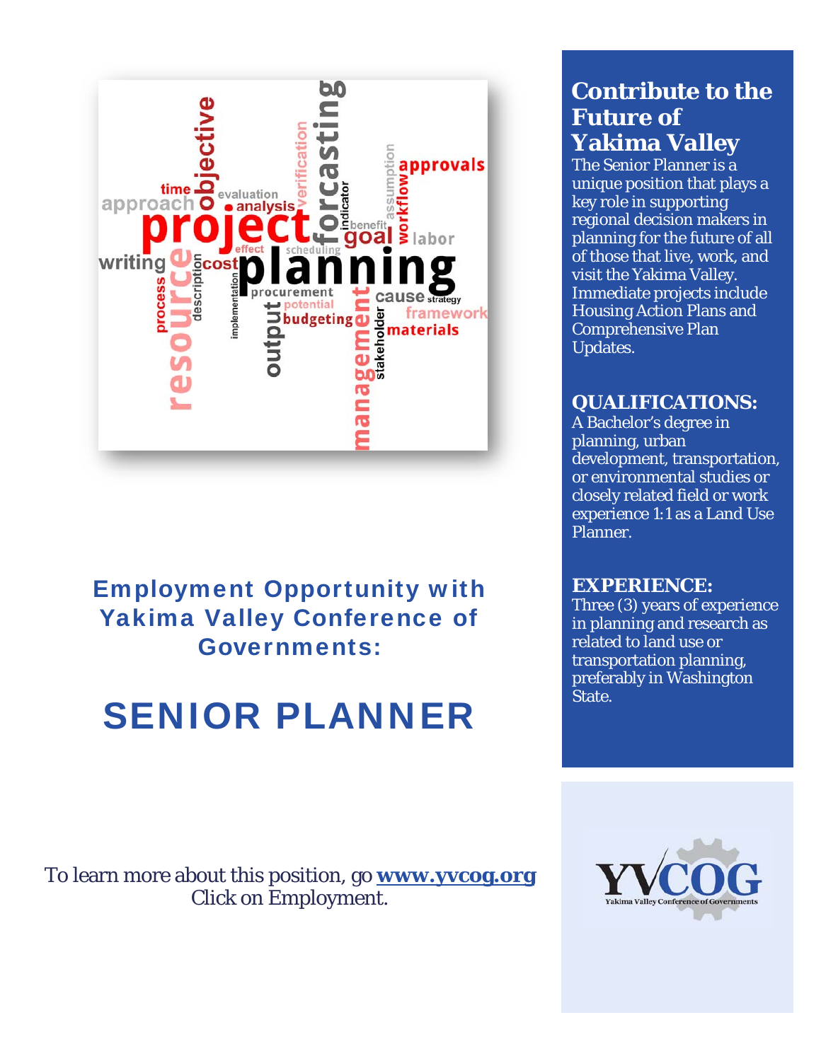## Employment Opportunity with Yakima Valley Conference of Governments:

# SENIOR PLANNER

To learn more about this position, go **www.yvcog.org**
Click on Employment.

## Contribute to the Future of Yakima Valley

The Senior Planner is a unique position that plays a key role in supporting regional decision makers in planning for the future of all of those that live, work, and visit the Yakima Valley. Immediate projects include Housing Action Plans and Comprehensive Plan Updates.

### QUALIFICATIONS:

A Bachelor's degree in planning, urban development, transportation, or environmental studies or closely related field or work experience 1:1 as a Land Use Planner.

### EXPERIENCE:

Three (3) years of experience in planning and research as related to land use or transportation planning, preferably in Washington State.

YVCOG
Yakima Valley Conference of Governments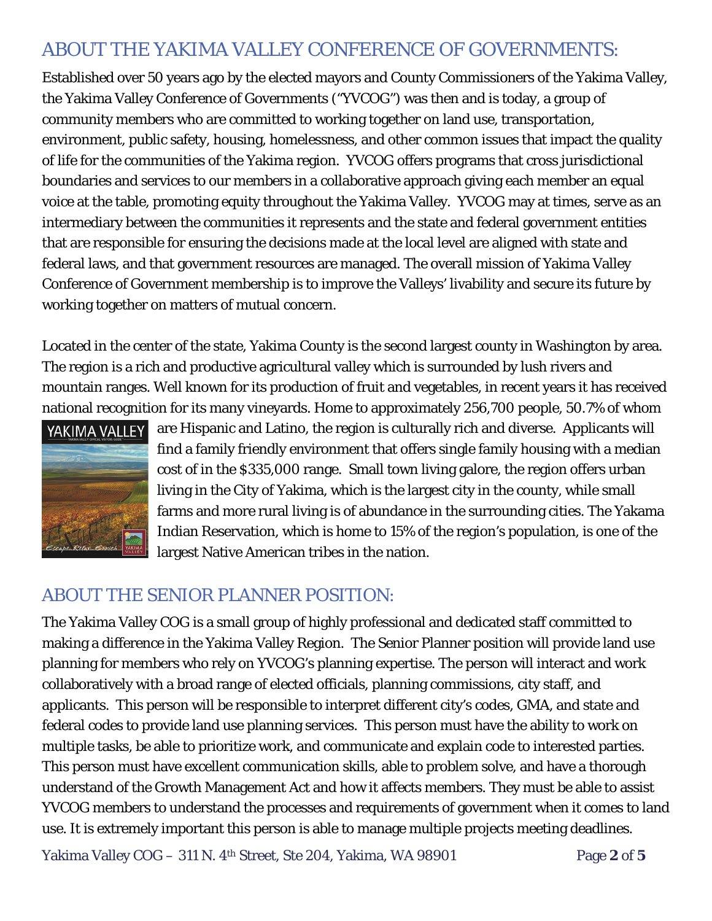## ABOUT THE YAKIMA VALLEY CONFERENCE OF GOVERNMENTS:

Established over 50 years ago by the elected mayors and County Commissioners of the Yakima Valley, the Yakima Valley Conference of Governments ("YVCOG") was then and is today, a group of community members who are committed to working together on land use, transportation, environment, public safety, housing, homelessness, and other common issues that impact the quality of life for the communities of the Yakima region. YVCOG offers programs that cross jurisdictional boundaries and services to our members in a collaborative approach giving each member an equal voice at the table, promoting equity throughout the Yakima Valley. YVCOG may at times, serve as an intermediary between the communities it represents and the state and federal government entities that are responsible for ensuring the decisions made at the local level are aligned with state and federal laws, and that government resources are managed. The overall mission of Yakima Valley Conference of Government membership is to improve the Valleys' livability and secure its future by working together on matters of mutual concern.

Located in the center of the state, Yakima County is the second largest county in Washington by area. The region is a rich and productive agricultural valley which is surrounded by lush rivers and mountain ranges. Well known for its production of fruit and vegetables, in recent years it has received national recognition for its many vineyards. Home to approximately 256,700 people, 50.7% of whom are Hispanic and Latino, the region is culturally rich and diverse. Applicants will find a family friendly environment that offers single family housing with a median cost of in the $335,000 range. Small town living galore, the region offers urban living in the City of Yakima, which is the largest city in the county, while small farms and more rural living is of abundance in the surrounding cities. The Yakama Indian Reservation, which is home to 15% of the region's population, is one of the largest Native American tribes in the nation.

## ABOUT THE SENIOR PLANNER POSITION:

The Yakima Valley COG is a small group of highly professional and dedicated staff committed to making a difference in the Yakima Valley Region. The Senior Planner position will provide land use planning for members who rely on YVCOG's planning expertise. The person will interact and work collaboratively with a broad range of elected officials, planning commissions, city staff, and applicants. This person will be responsible to interpret different city's codes, GMA, and state and federal codes to provide land use planning services. This person must have the ability to work on multiple tasks, be able to prioritize work, and communicate and explain code to interested parties. This person must have excellent communication skills, able to problem solve, and have a thorough understand of the Growth Management Act and how it affects members. They must be able to assist YVCOG members to understand the processes and requirements of government when it comes to land use. It is extremely important this person is able to manage multiple projects meeting deadlines.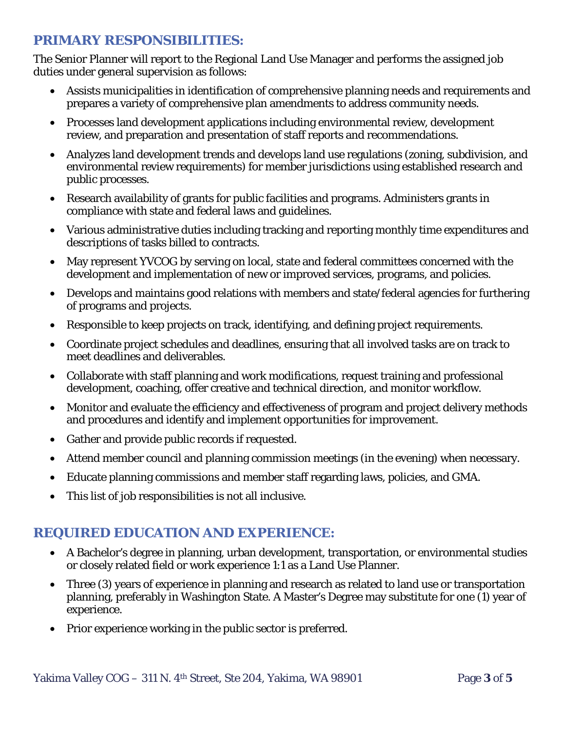## PRIMARY RESPONSIBILITIES:

The Senior Planner will report to the Regional Land Use Manager and performs the assigned job duties under general supervision as follows:

- Assists municipalities in identification of comprehensive planning needs and requirements and prepares a variety of comprehensive plan amendments to address community needs.
- Processes land development applications including environmental review, development review, and preparation and presentation of staff reports and recommendations.
- Analyzes land development trends and develops land use regulations (zoning, subdivision, and environmental review requirements) for member jurisdictions using established research and public processes.
- Research availability of grants for public facilities and programs. Administers grants in compliance with state and federal laws and guidelines.
- Various administrative duties including tracking and reporting monthly time expenditures and descriptions of tasks billed to contracts.
- May represent YVCOG by serving on local, state and federal committees concerned with the development and implementation of new or improved services, programs, and policies.
- Develops and maintains good relations with members and state/federal agencies for furthering of programs and projects.
- Responsible to keep projects on track, identifying, and defining project requirements.
- Coordinate project schedules and deadlines, ensuring that all involved tasks are on track to meet deadlines and deliverables.
- Collaborate with staff planning and work modifications, request training and professional development, coaching, offer creative and technical direction, and monitor workflow.
- Monitor and evaluate the efficiency and effectiveness of program and project delivery methods and procedures and identify and implement opportunities for improvement.
- Gather and provide public records if requested.
- Attend member council and planning commission meetings (in the evening) when necessary.
- Educate planning commissions and member staff regarding laws, policies, and GMA.
- This list of job responsibilities is not all inclusive.

## REQUIRED EDUCATION AND EXPERIENCE:

- A Bachelor's degree in planning, urban development, transportation, or environmental studies or closely related field or work experience 1:1 as a Land Use Planner.
- Three (3) years of experience in planning and research as related to land use or transportation planning, preferably in Washington State. A Master's Degree may substitute for one (1) year of experience.
- Prior experience working in the public sector is preferred.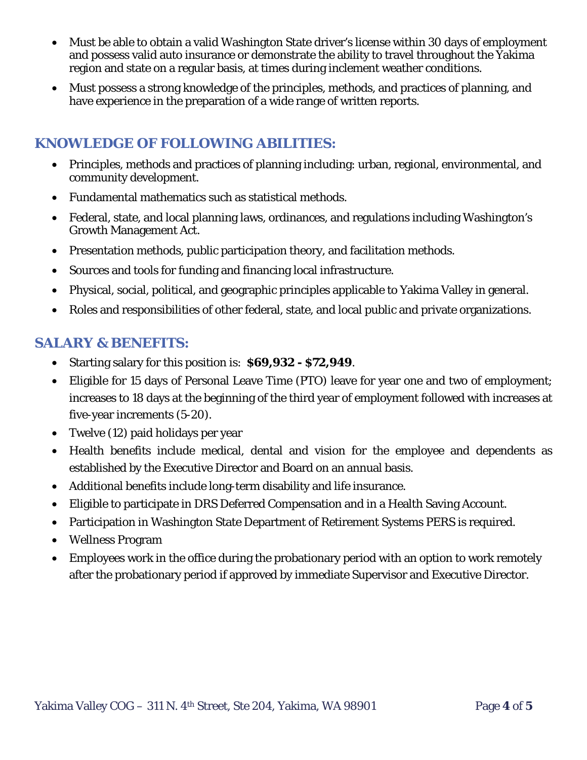- Must be able to obtain a valid Washington State driver's license within 30 days of employment and possess valid auto insurance or demonstrate the ability to travel throughout the Yakima region and state on a regular basis, at times during inclement weather conditions.
- Must possess a strong knowledge of the principles, methods, and practices of planning, and have experience in the preparation of a wide range of written reports.

## KNOWLEDGE OF FOLLOWING ABILITIES:

- Principles, methods and practices of planning including: urban, regional, environmental, and community development.
- Fundamental mathematics such as statistical methods.
- Federal, state, and local planning laws, ordinances, and regulations including Washington's Growth Management Act.
- Presentation methods, public participation theory, and facilitation methods.
- Sources and tools for funding and financing local infrastructure.
- Physical, social, political, and geographic principles applicable to Yakima Valley in general.
- Roles and responsibilities of other federal, state, and local public and private organizations.

## SALARY & BENEFITS:

- Starting salary for this position is: **$69,932 - $72,949**.
- Eligible for 15 days of Personal Leave Time (PTO) leave for year one and two of employment; increases to 18 days at the beginning of the third year of employment followed with increases at five-year increments (5-20).
- Twelve (12) paid holidays per year
- Health benefits include medical, dental and vision for the employee and dependents as established by the Executive Director and Board on an annual basis.
- Additional benefits include long-term disability and life insurance.
- Eligible to participate in DRS Deferred Compensation and in a Health Saving Account.
- Participation in Washington State Department of Retirement Systems PERS is required.
- Wellness Program
- Employees work in the office during the probationary period with an option to work remotely after the probationary period if approved by immediate Supervisor and Executive Director.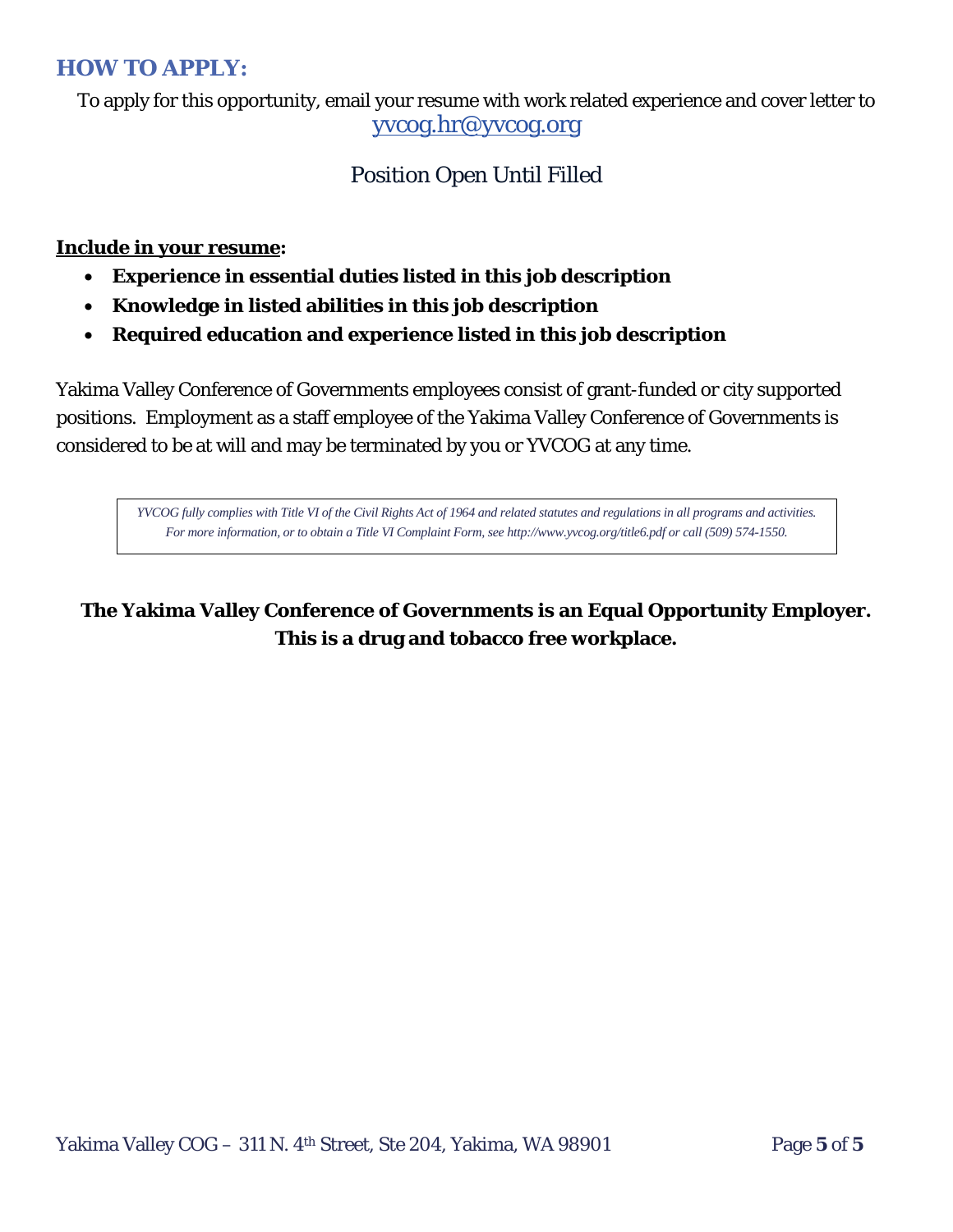## HOW TO APPLY:

To apply for this opportunity, email your resume with work related experience and cover letter to [yvcog.hr@yvcog.org](mailto:yvcog.hr@yvcog.org)

Position Open Until Filled

**Include in your resume:**

- **Experience in essential duties listed in this job description**
- **Knowledge in listed abilities in this job description**
- **Required education and experience listed in this job description**

Yakima Valley Conference of Governments employees consist of grant-funded or city supported positions. Employment as a staff employee of the Yakima Valley Conference of Governments is considered to be at will and may be terminated by you or YVCOG at any time.

*YVCOG fully complies with Title VI of the Civil Rights Act of 1964 and related statutes and regulations in all programs and activities. For more information, or to obtain a Title VI Complaint Form, see http://www.yvcog.org/title6.pdf or call (509) 574-1550.*

**The Yakima Valley Conference of Governments is an Equal Opportunity Employer. This is a drug and tobacco free workplace.**